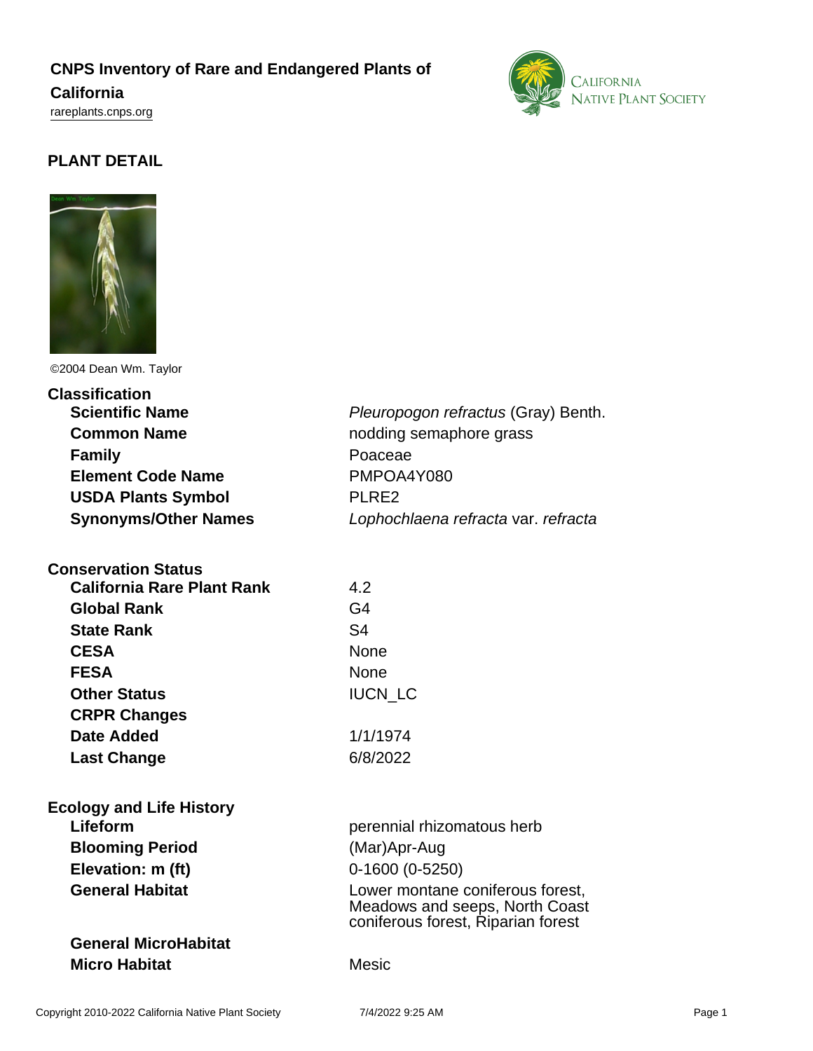# CNPS Inventory of Rare and Endangered Plants of California

rareplants.cnps.org

## PLANT DETAIL

©2004 Dean Wm. Taylor

### Classification

| | |
|---|---|
| **Scientific Name** | *Pleuropogon refractus* (Gray) Benth. |
| **Common Name** | nodding semaphore grass |
| **Family** | Poaceae |
| **Element Code Name** | PMPOA4Y080 |
| **USDA Plants Symbol** | PLRE2 |
| **Synonyms/Other Names** | *Lophochlaena refracta* var. *refracta* |

### Conservation Status

| | |
|---|---|
| **California Rare Plant Rank** | 4.2 |
| **Global Rank** | G4 |
| **State Rank** | S4 |
| **CESA** | None |
| **FESA** | None |
| **Other Status** | IUCN_LC |
| **CRPR Changes** | |
| **Date Added** | 1/1/1974 |
| **Last Change** | 6/8/2022 |

### Ecology and Life History

| | |
|---|---|
| **Lifeform** | perennial rhizomatous herb |
| **Blooming Period** | (Mar)Apr-Aug |
| **Elevation: m (ft)** | 0-1600 (0-5250) |
| **General Habitat** | Lower montane coniferous forest, Meadows and seeps, North Coast coniferous forest, Riparian forest |
| **General MicroHabitat** | |
| **Micro Habitat** | Mesic |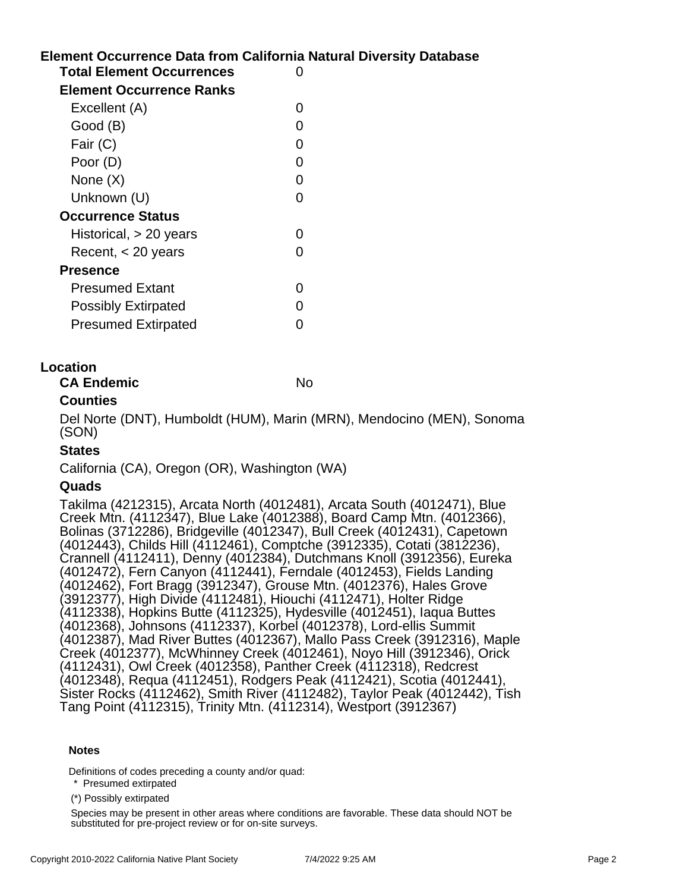## Element Occurrence Data from California Natural Diversity Database

| | |
|---|---|
| **Total Element Occurrences** | 0 |
| **Element Occurrence Ranks** | |
| Excellent (A) | 0 |
| Good (B) | 0 |
| Fair (C) | 0 |
| Poor (D) | 0 |
| None (X) | 0 |
| Unknown (U) | 0 |
| **Occurrence Status** | |
| Historical, > 20 years | 0 |
| Recent, < 20 years | 0 |
| **Presence** | |
| Presumed Extant | 0 |
| Possibly Extirpated | 0 |
| Presumed Extirpated | 0 |

## Location

**CA Endemic** No

### Counties

Del Norte (DNT), Humboldt (HUM), Marin (MRN), Mendocino (MEN), Sonoma (SON)

### States

California (CA), Oregon (OR), Washington (WA)

### Quads

Takilma (4212315), Arcata North (4012481), Arcata South (4012471), Blue Creek Mtn. (4112347), Blue Lake (4012388), Board Camp Mtn. (4012366), Bolinas (3712286), Bridgeville (4012347), Bull Creek (4012431), Capetown (4012443), Childs Hill (4112461), Comptche (3912335), Cotati (3812236), Crannell (4112411), Denny (4012384), Dutchmans Knoll (3912356), Eureka (4012472), Fern Canyon (4112441), Ferndale (4012453), Fields Landing (4012462), Fort Bragg (3912347), Grouse Mtn. (4012376), Hales Grove (3912377), High Divide (4112481), Hiouchi (4112471), Holter Ridge (4112338), Hopkins Butte (4112325), Hydesville (4012451), Iaqua Buttes (4012368), Johnsons (4112337), Korbel (4012378), Lord-ellis Summit (4012387), Mad River Buttes (4012367), Mallo Pass Creek (3912316), Maple Creek (4012377), McWhinney Creek (4012461), Noyo Hill (3912346), Orick (4112431), Owl Creek (4012358), Panther Creek (4112318), Redcrest (4012348), Requa (4112451), Rodgers Peak (4112421), Scotia (4012441), Sister Rocks (4112462), Smith River (4112482), Taylor Peak (4012442), Tish Tang Point (4112315), Trinity Mtn. (4112314), Westport (3912367)

**Notes**

Definitions of codes preceding a county and/or quad:

\* Presumed extirpated

(*) Possibly extirpated

Species may be present in other areas where conditions are favorable. These data should NOT be substituted for pre-project review or for on-site surveys.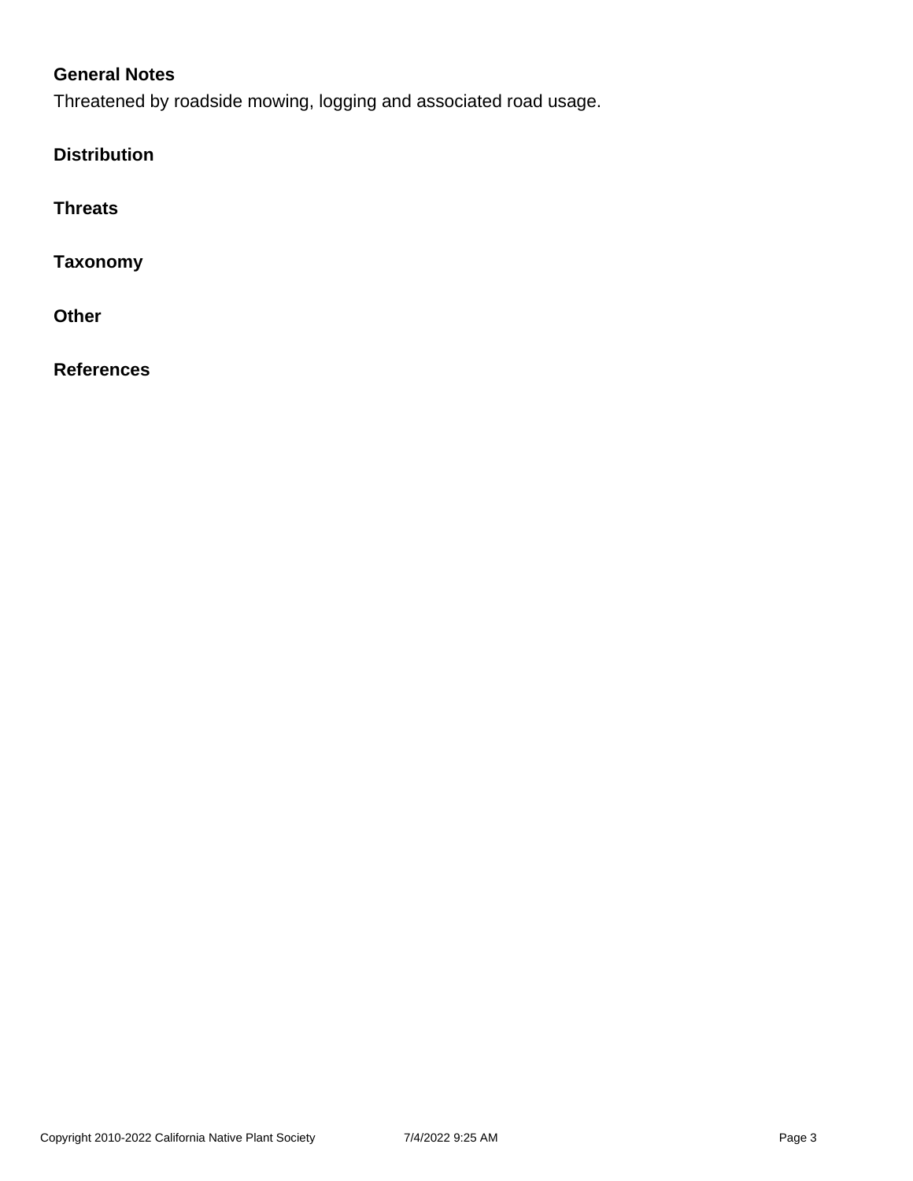### General Notes

Threatened by roadside mowing, logging and associated road usage.

### Distribution

### Threats

### Taxonomy

### Other

### References